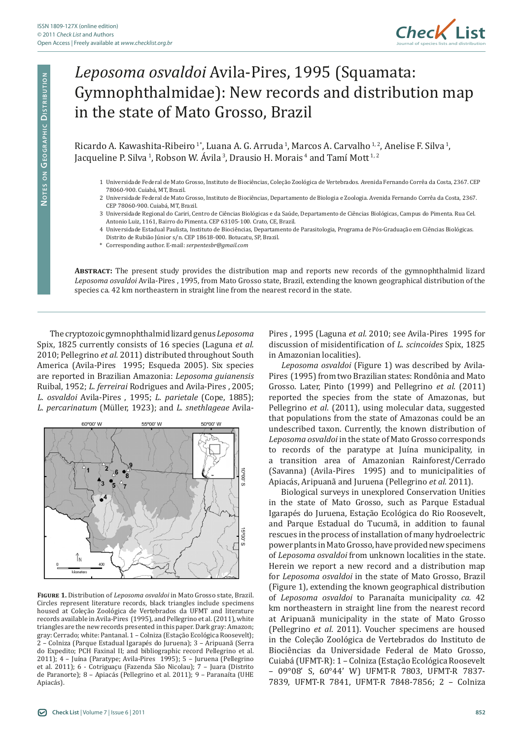Notes on Geographic Distribution

# *Leposoma osvaldoi* Avila-Pires, 1995 (Squamata: Gymnophthalmidae): New records and distribution map in the state of Mato Grosso, Brazil

Ricardo A. Kawashita-Ribeiro [1*], Luana A. G. Arruda [1], Marcos A. Carvalho [1, 2], Anelise F. Silva [1], Jacqueline P. Silva [1], Robson W. Ávila [3], Drausio H. Morais [4] and Tamí Mott [1, 2]

1 Universidade Federal de Mato Grosso, Instituto de Biociências, Coleção Zoológica de Vertebrados. Avenida Fernando Corrêa da Costa, 2367. CEP 78060-900. Cuiabá, MT, Brazil.

2 Universidade Federal de Mato Grosso, Instituto de Biociências, Departamento de Biologia e Zoologia. Avenida Fernando Corrêa da Costa, 2367. CEP 78060-900. Cuiabá, MT, Brazil.

3 Universidade Regional do Cariri, Centro de Ciências Biológicas e da Saúde, Departamento de Ciências Biológicas, Campus do Pimenta. Rua Cel. Antonio Luiz, 1161, Bairro do Pimenta. CEP 63105-100. Crato, CE, Brazil.

4 Universidade Estadual Paulista, Instituto de Biociências, Departamento de Parasitologia, Programa de Pós-Graduação em Ciências Biológicas. Distrito de Rubião Júnior s/n. CEP 18618-000. Botucatu, SP, Brazil.

\* Corresponding author. E-mail: *serpentesbr@gmail.com*

**Abstract:** The present study provides the distribution map and reports new records of the gymnophthalmid lizard *Leposoma osvaldoi* Avila-Pires , 1995, from Mato Grosso state, Brazil, extending the known geographical distribution of the species ca. 42 km northeastern in straight line from the nearest record in the state.

The cryptozoic gymnophthalmid lizard genus *Leposoma* Spix, 1825 currently consists of 16 species (Laguna *et al.* 2010; Pellegrino *et al.* 2011) distributed throughout South America (Avila-Pires 1995; Esqueda 2005). Six species are reported in Brazilian Amazonia: *Leposoma guianensis* Ruibal, 1952; *L. ferreirai* Rodrigues and Avila-Pires , 2005; *L. osvaldoi* Avila-Pires , 1995; *L. parietale* (Cope, 1885); *L. percarinatum* (Müller, 1923); and *L. snethlageae* Avila-Pires , 1995 (Laguna *et al.* 2010; see Avila-Pires 1995 for discussion of misidentification of *L. scincoides* Spix, 1825 in Amazonian localities).

**Figure 1.** Distribution of *Leposoma osvaldoi* in Mato Grosso state, Brazil. Circles represent literature records, black triangles include specimens housed at Coleção Zoológica de Vertebrados da UFMT and literature records available in Avila-Pires (1995), and Pellegrino et al. (2011), white triangles are the new records presented in this paper. Dark gray: Amazon; gray: Cerrado; white: Pantanal. 1 – Colniza (Estação Ecológica Roosevelt); 2 – Colniza (Parque Estadual Igarapés do Juruena); 3 – Aripuanã (Serra do Expedito; PCH Faxinal II; and bibliographic record Pellegrino et al. 2011); 4 – Juína (Paratype; Avila-Pires 1995); 5 – Juruena (Pellegrino et al. 2011); 6 - Cotriguaçu (Fazenda São Nicolau); 7 – Juara (Distrito de Paranorte); 8 – Apiacás (Pellegrino et al. 2011); 9 – Paranaíta (UHE Apiacás).

*Leposoma osvaldoi* (Figure 1) was described by Avila-Pires (1995) from two Brazilian states: Rondônia and Mato Grosso. Later, Pinto (1999) and Pellegrino *et al.* (2011) reported the species from the state of Amazonas, but Pellegrino *et al*. (2011), using molecular data, suggested that populations from the state of Amazonas could be an undescribed taxon. Currently, the known distribution of *Leposoma osvaldoi* in the state of Mato Grosso corresponds to records of the paratype at Juína municipality, in a transition area of Amazonian Rainforest/Cerrado (Savanna) (Avila-Pires 1995) and to municipalities of Apiacás, Aripuanã and Juruena (Pellegrino *et al.* 2011).

Biological surveys in unexplored Conservation Unities in the state of Mato Grosso, such as Parque Estadual Igarapés do Juruena, Estação Ecológica do Rio Roosevelt, and Parque Estadual do Tucumã, in addition to faunal rescues in the process of installation of many hydroelectric power plants in Mato Grosso, have provided new specimens of *Leposoma osvaldoi* from unknown localities in the state. Herein we report a new record and a distribution map for *Leposoma osvaldoi* in the state of Mato Grosso, Brazil (Figure 1), extending the known geographical distribution of *Leposoma osvaldoi* to Paranaíta municipality *ca.* 42 km northeastern in straight line from the nearest record at Aripuanã municipality in the state of Mato Grosso (Pellegrino *et al*. 2011). Voucher specimens are housed in the Coleção Zoológica de Vertebrados do Instituto de Biociências da Universidade Federal de Mato Grosso, Cuiabá (UFMT-R): 1 – Colniza (Estação Ecológica Roosevelt – 09°08' S, 60°44' W) UFMT-R 7803, UFMT-R 7837-7839, UFMT-R 7841, UFMT-R 7848-7856; 2 – Colniza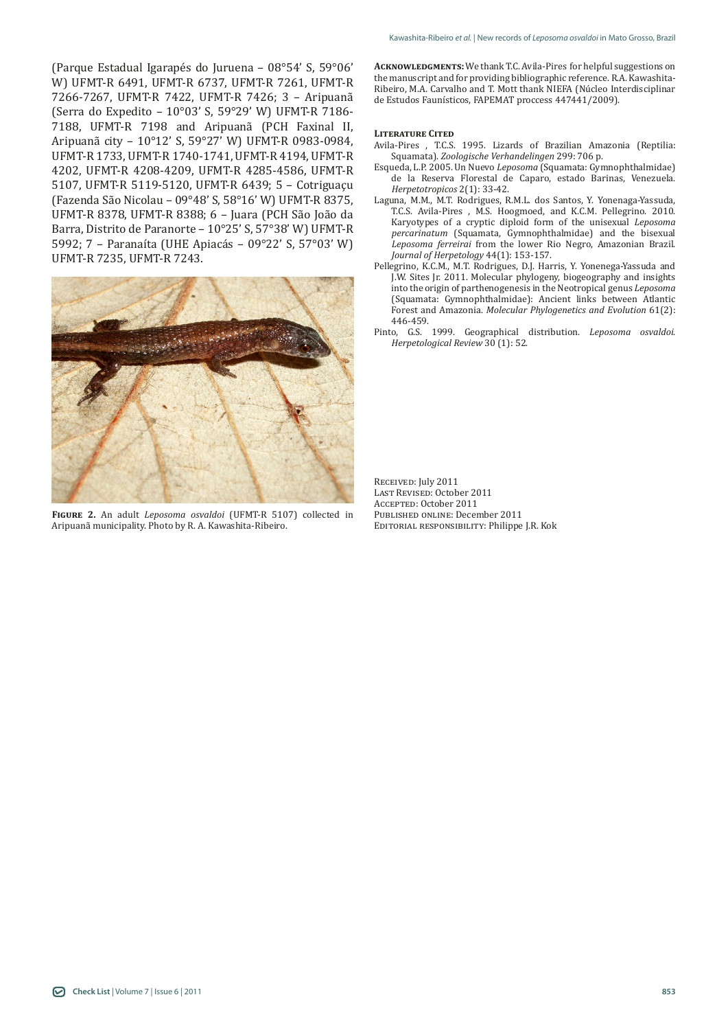(Parque Estadual Igarapés do Juruena – 08°54' S, 59°06' W) UFMT-R 6491, UFMT-R 6737, UFMT-R 7261, UFMT-R 7266-7267, UFMT-R 7422, UFMT-R 7426; 3 – Aripuanã (Serra do Expedito – 10°03' S, 59°29' W) UFMT-R 7186-7188, UFMT-R 7198 and Aripuanã (PCH Faxinal II, Aripuanã city – 10°12' S, 59°27' W) UFMT-R 0983-0984, UFMT-R 1733, UFMT-R 1740-1741, UFMT-R 4194, UFMT-R 4202, UFMT-R 4208-4209, UFMT-R 4285-4586, UFMT-R 5107, UFMT-R 5119-5120, UFMT-R 6439; 5 – Cotriguaçu (Fazenda São Nicolau – 09°48' S, 58°16' W) UFMT-R 8375, UFMT-R 8378, UFMT-R 8388; 6 – Juara (PCH São João da Barra, Distrito de Paranorte – 10°25' S, 57°38' W) UFMT-R 5992; 7 – Paranaíta (UHE Apiacás – 09°22' S, 57°03' W) UFMT-R 7235, UFMT-R 7243.

**Figure 2.** An adult *Leposoma osvaldoi* (UFMT-R 5107) collected in Aripuanã municipality. Photo by R. A. Kawashita-Ribeiro.

**Acknowledgments:** We thank T.C. Avila-Pires for helpful suggestions on the manuscript and for providing bibliographic reference. R.A. Kawashita-Ribeiro, M.A. Carvalho and T. Mott thank NIEFA (Núcleo Interdisciplinar de Estudos Faunísticos, FAPEMAT proccess 447441/2009).

## Literature Cited

Avila-Pires , T.C.S. 1995. Lizards of Brazilian Amazonia (Reptilia: Squamata). *Zoologische Verhandelingen* 299: 706 p.

Esqueda, L.P. 2005. Un Nuevo *Leposoma* (Squamata: Gymnophthalmidae) de la Reserva Florestal de Caparo, estado Barinas, Venezuela. *Herpetotropicos* 2(1): 33-42.

Laguna, M.M., M.T. Rodrigues, R.M.L. dos Santos, Y. Yonenaga-Yassuda, T.C.S. Avila-Pires , M.S. Hoogmoed, and K.C.M. Pellegrino. 2010. Karyotypes of a cryptic diploid form of the unisexual *Leposoma percarinatum* (Squamata, Gymnophthalmidae) and the bisexual *Leposoma ferreirai* from the lower Rio Negro, Amazonian Brazil. *Journal of Herpetology* 44(1): 153-157.

Pellegrino, K.C.M., M.T. Rodrigues, D.J. Harris, Y. Yonenega-Yassuda and J.W. Sites Jr. 2011. Molecular phylogeny, biogeography and insights into the origin of parthenogenesis in the Neotropical genus *Leposoma* (Squamata: Gymnophthalmidae): Ancient links between Atlantic Forest and Amazonia. *Molecular Phylogenetics and Evolution* 61(2): 446-459.

Pinto, G.S. 1999. Geographical distribution. *Leposoma osvaldoi. Herpetological Review* 30 (1): 52.

Received: July 2011
Last Revised: October 2011
Accepted: October 2011
Published online: December 2011
Editorial responsibility: Philippe J.R. Kok